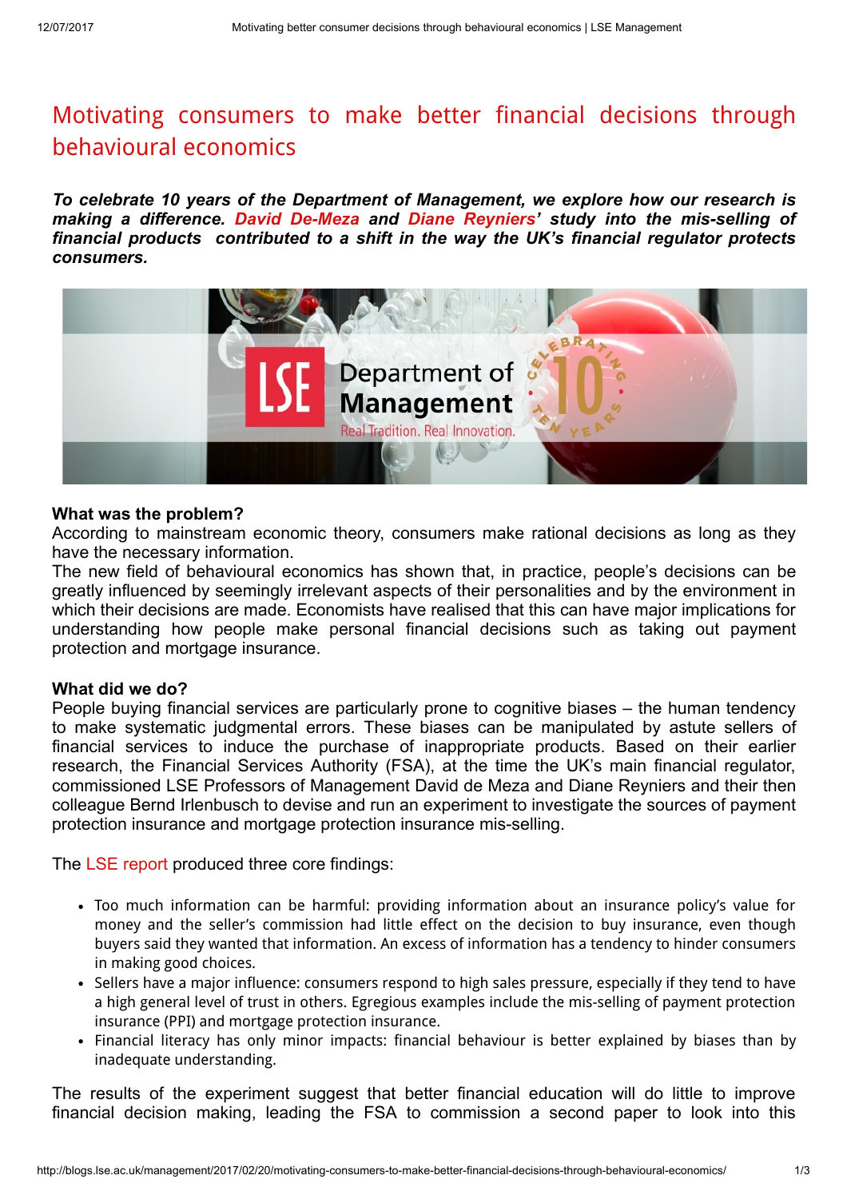# Motivating consumers to make better financial decisions through behavioural economics

***To celebrate 10 years of the Department of Management, we explore how our research is making a difference. David De-Meza and Diane Reyniers' study into the mis-selling of financial products contributed to a shift in the way the UK's financial regulator protects consumers.***

**What was the problem?**

According to mainstream economic theory, consumers make rational decisions as long as they have the necessary information.

The new field of behavioural economics has shown that, in practice, people's decisions can be greatly influenced by seemingly irrelevant aspects of their personalities and by the environment in which their decisions are made. Economists have realised that this can have major implications for understanding how people make personal financial decisions such as taking out payment protection and mortgage insurance.

**What did we do?**

People buying financial services are particularly prone to cognitive biases – the human tendency to make systematic judgmental errors. These biases can be manipulated by astute sellers of financial services to induce the purchase of inappropriate products. Based on their earlier research, the Financial Services Authority (FSA), at the time the UK's main financial regulator, commissioned LSE Professors of Management David de Meza and Diane Reyniers and their then colleague Bernd Irlenbusch to devise and run an experiment to investigate the sources of payment protection insurance and mortgage protection insurance mis-selling.

The LSE report produced three core findings:

- Too much information can be harmful: providing information about an insurance policy's value for money and the seller's commission had little effect on the decision to buy insurance, even though buyers said they wanted that information. An excess of information has a tendency to hinder consumers in making good choices.
- Sellers have a major influence: consumers respond to high sales pressure, especially if they tend to have a high general level of trust in others. Egregious examples include the mis-selling of payment protection insurance (PPI) and mortgage protection insurance.
- Financial literacy has only minor impacts: financial behaviour is better explained by biases than by inadequate understanding.

The results of the experiment suggest that better financial education will do little to improve financial decision making, leading the FSA to commission a second paper to look into this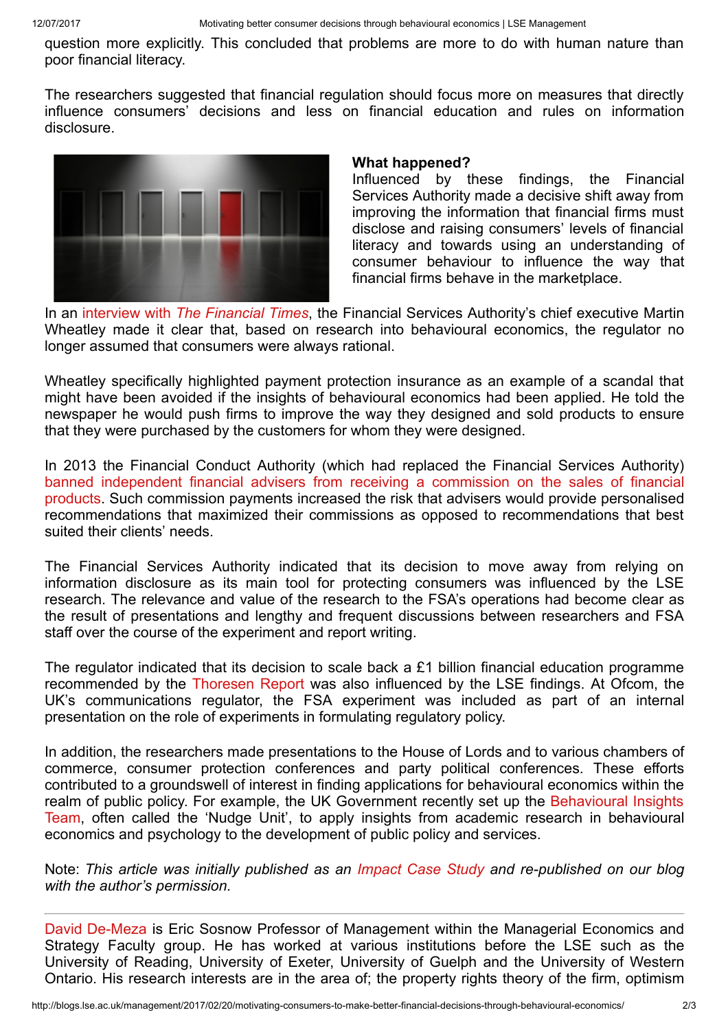question more explicitly. This concluded that problems are more to do with human nature than poor financial literacy.

The researchers suggested that financial regulation should focus more on measures that directly influence consumers' decisions and less on financial education and rules on information disclosure.

**What happened?**

Influenced by these findings, the Financial Services Authority made a decisive shift away from improving the information that financial firms must disclose and raising consumers' levels of financial literacy and towards using an understanding of consumer behaviour to influence the way that financial firms behave in the marketplace.

In an interview with *The Financial Times*, the Financial Services Authority's chief executive Martin Wheatley made it clear that, based on research into behavioural economics, the regulator no longer assumed that consumers were always rational.

Wheatley specifically highlighted payment protection insurance as an example of a scandal that might have been avoided if the insights of behavioural economics had been applied. He told the newspaper he would push firms to improve the way they designed and sold products to ensure that they were purchased by the customers for whom they were designed.

In 2013 the Financial Conduct Authority (which had replaced the Financial Services Authority) banned independent financial advisers from receiving a commission on the sales of financial products. Such commission payments increased the risk that advisers would provide personalised recommendations that maximized their commissions as opposed to recommendations that best suited their clients' needs.

The Financial Services Authority indicated that its decision to move away from relying on information disclosure as its main tool for protecting consumers was influenced by the LSE research. The relevance and value of the research to the FSA's operations had become clear as the result of presentations and lengthy and frequent discussions between researchers and FSA staff over the course of the experiment and report writing.

The regulator indicated that its decision to scale back a £1 billion financial education programme recommended by the Thoresen Report was also influenced by the LSE findings. At Ofcom, the UK's communications regulator, the FSA experiment was included as part of an internal presentation on the role of experiments in formulating regulatory policy.

In addition, the researchers made presentations to the House of Lords and to various chambers of commerce, consumer protection conferences and party political conferences. These efforts contributed to a groundswell of interest in finding applications for behavioural economics within the realm of public policy. For example, the UK Government recently set up the Behavioural Insights Team, often called the 'Nudge Unit', to apply insights from academic research in behavioural economics and psychology to the development of public policy and services.

Note: *This article was initially published as an Impact Case Study and re-published on our blog with the author's permission.*

---

David De-Meza is Eric Sosnow Professor of Management within the Managerial Economics and Strategy Faculty group. He has worked at various institutions before the LSE such as the University of Reading, University of Exeter, University of Guelph and the University of Western Ontario. His research interests are in the area of; the property rights theory of the firm, optimism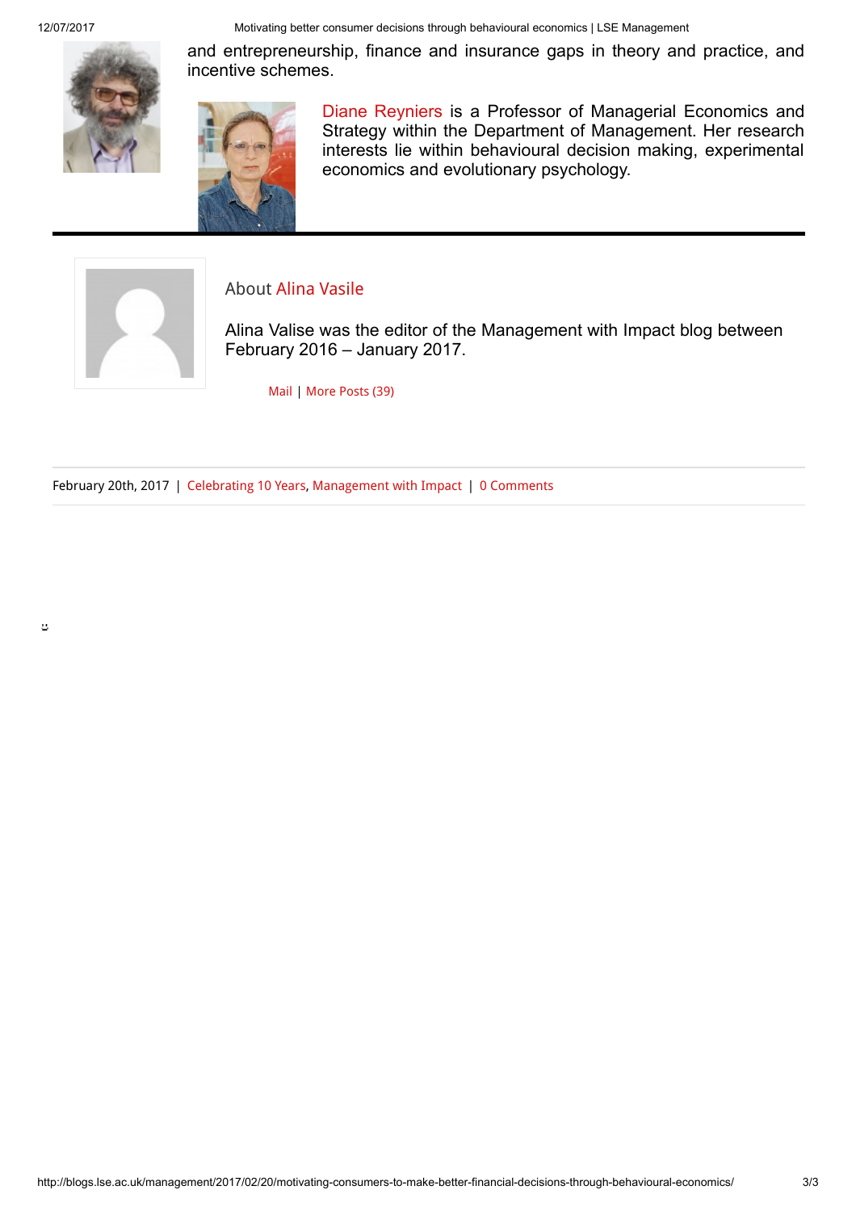and entrepreneurship, finance and insurance gaps in theory and practice, and incentive schemes.

Diane Reyniers is a Professor of Managerial Economics and Strategy within the Department of Management. Her research interests lie within behavioural decision making, experimental economics and evolutionary psychology.

---

About Alina Vasile

Alina Valise was the editor of the Management with Impact blog between February 2016 – January 2017.

Mail | More Posts (39)

February 20th, 2017 | Celebrating 10 Years, Management with Impact | 0 Comments